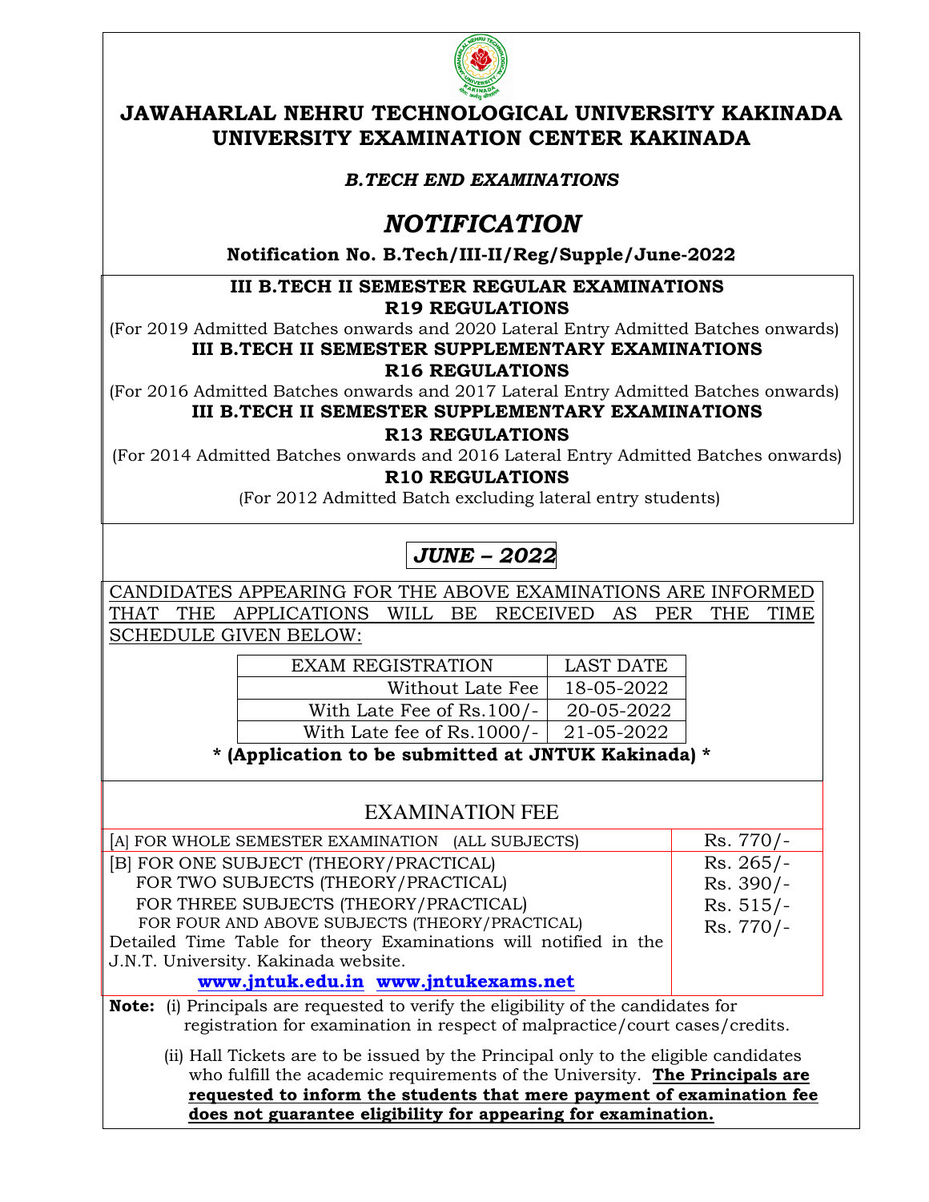# JAWAHARLAL NEHRU TECHNOLOGICAL UNIVERSITY KAKINADA
## UNIVERSITY EXAMINATION CENTER KAKINADA

***B.TECH END EXAMINATIONS***

# *NOTIFICATION*

**Notification No. B.Tech/III-II/Reg/Supple/June-2022**

**III B.TECH II SEMESTER REGULAR EXAMINATIONS**
**R19 REGULATIONS**
(For 2019 Admitted Batches onwards and 2020 Lateral Entry Admitted Batches onwards)
**III B.TECH II SEMESTER SUPPLEMENTARY EXAMINATIONS**
**R16 REGULATIONS**
(For 2016 Admitted Batches onwards and 2017 Lateral Entry Admitted Batches onwards)
**III B.TECH II SEMESTER SUPPLEMENTARY EXAMINATIONS**
**R13 REGULATIONS**
(For 2014 Admitted Batches onwards and 2016 Lateral Entry Admitted Batches onwards)
**R10 REGULATIONS**
(For 2012 Admitted Batch excluding lateral entry students)

***JUNE – 2022***

CANDIDATES APPEARING FOR THE ABOVE EXAMINATIONS ARE INFORMED THAT THE APPLICATIONS WILL BE RECEIVED AS PER THE TIME SCHEDULE GIVEN BELOW:

| EXAM REGISTRATION | LAST DATE |
|---|---|
| Without Late Fee | 18-05-2022 |
| With Late Fee of Rs.100/- | 20-05-2022 |
| With Late fee of Rs.1000/- | 21-05-2022 |

**\* (Application to be submitted at JNTUK Kakinada) \***

## EXAMINATION FEE

| | |
|---|---|
| [A] FOR WHOLE SEMESTER EXAMINATION (ALL SUBJECTS) | Rs. 770/- |
| [B] FOR ONE SUBJECT (THEORY/PRACTICAL) | Rs. 265/- |
| FOR TWO SUBJECTS (THEORY/PRACTICAL) | Rs. 390/- |
| FOR THREE SUBJECTS (THEORY/PRACTICAL) | Rs. 515/- |
| FOR FOUR AND ABOVE SUBJECTS (THEORY/PRACTICAL) | Rs. 770/- |

Detailed Time Table for theory Examinations will notified in the J.N.T. University. Kakinada website.

**www.jntuk.edu.in** **www.jntukexams.net**

**Note:** (i) Principals are requested to verify the eligibility of the candidates for registration for examination in respect of malpractice/court cases/credits.

(ii) Hall Tickets are to be issued by the Principal only to the eligible candidates who fulfill the academic requirements of the University. **The Principals are requested to inform the students that mere payment of examination fee does not guarantee eligibility for appearing for examination.**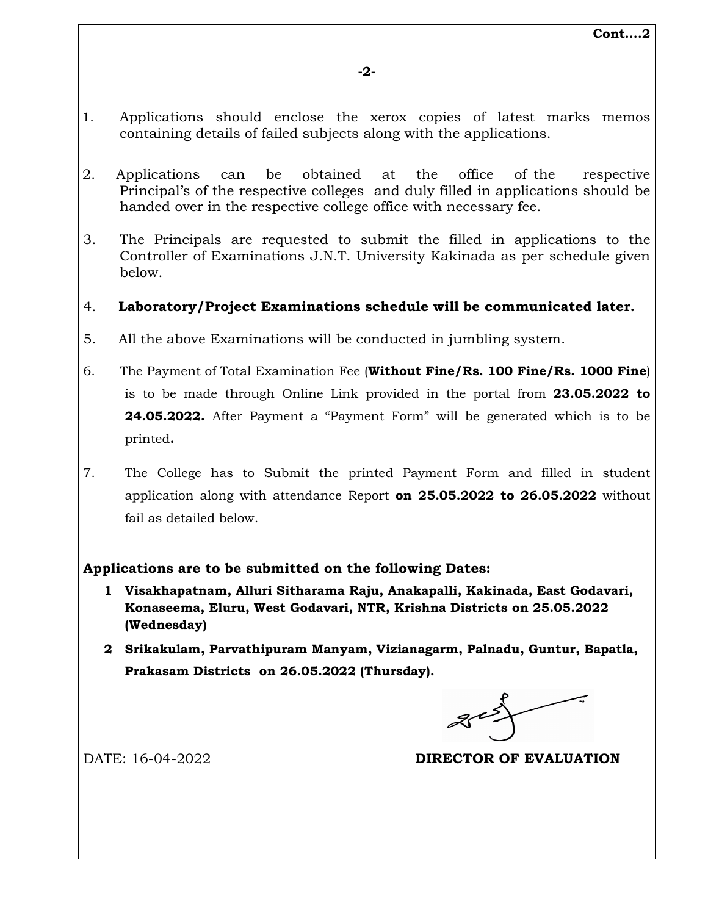1. Applications should enclose the xerox copies of latest marks memos containing details of failed subjects along with the applications.

2. Applications can be obtained at the office of the respective Principal's of the respective colleges and duly filled in applications should be handed over in the respective college office with necessary fee.

3. The Principals are requested to submit the filled in applications to the Controller of Examinations J.N.T. University Kakinada as per schedule given below.

4. **Laboratory/Project Examinations schedule will be communicated later.**

5. All the above Examinations will be conducted in jumbling system.

6. The Payment of Total Examination Fee (**Without Fine/Rs. 100 Fine/Rs. 1000 Fine**) is to be made through Online Link provided in the portal from **23.05.2022 to 24.05.2022.** After Payment a "Payment Form" will be generated which is to be printed**.**

7. The College has to Submit the printed Payment Form and filled in student application along with attendance Report **on 25.05.2022 to 26.05.2022** without fail as detailed below.

**<u>Applications are to be submitted on the following Dates:</u>**

1. **Visakhapatnam, Alluri Sitharama Raju, Anakapalli, Kakinada, East Godavari, Konaseema, Eluru, West Godavari, NTR, Krishna Districts on 25.05.2022 (Wednesday)**
2. **Srikakulam, Parvathipuram Manyam, Vizianagarm, Palnadu, Guntur, Bapatla, Prakasam Districts on 26.05.2022 (Thursday).**

DATE: 16-04-2022

**DIRECTOR OF EVALUATION**